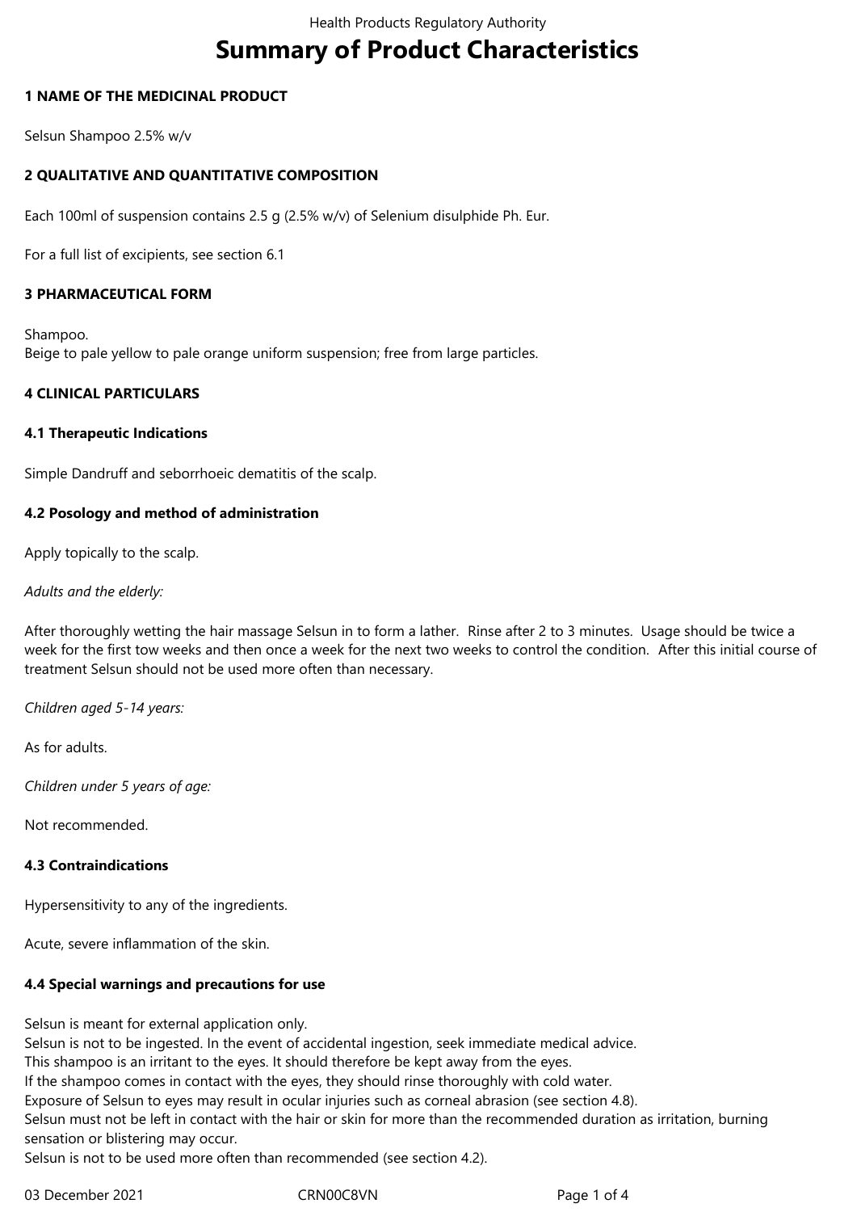# Summary of Product Characteristics

## 1 NAME OF THE MEDICINAL PRODUCT

Selsun Shampoo 2.5% w/v

## 2 QUALITATIVE AND QUANTITATIVE COMPOSITION

Each 100ml of suspension contains 2.5 g (2.5% w/v) of Selenium disulphide Ph. Eur.

For a full list of excipients, see section 6.1

## 3 PHARMACEUTICAL FORM

Shampoo.
Beige to pale yellow to pale orange uniform suspension; free from large particles.

## 4 CLINICAL PARTICULARS

### 4.1 Therapeutic Indications

Simple Dandruff and seborrhoeic dematitis of the scalp.

### 4.2 Posology and method of administration

Apply topically to the scalp.

*Adults and the elderly:*

After thoroughly wetting the hair massage Selsun in to form a lather. Rinse after 2 to 3 minutes. Usage should be twice a week for the first tow weeks and then once a week for the next two weeks to control the condition. After this initial course of treatment Selsun should not be used more often than necessary.

*Children aged 5-14 years:*

As for adults.

*Children under 5 years of age:*

Not recommended.

### 4.3 Contraindications

Hypersensitivity to any of the ingredients.

Acute, severe inflammation of the skin.

### 4.4 Special warnings and precautions for use

Selsun is meant for external application only.
Selsun is not to be ingested. In the event of accidental ingestion, seek immediate medical advice.
This shampoo is an irritant to the eyes. It should therefore be kept away from the eyes.
If the shampoo comes in contact with the eyes, they should rinse thoroughly with cold water.
Exposure of Selsun to eyes may result in ocular injuries such as corneal abrasion (see section 4.8).
Selsun must not be left in contact with the hair or skin for more than the recommended duration as irritation, burning sensation or blistering may occur.
Selsun is not to be used more often than recommended (see section 4.2).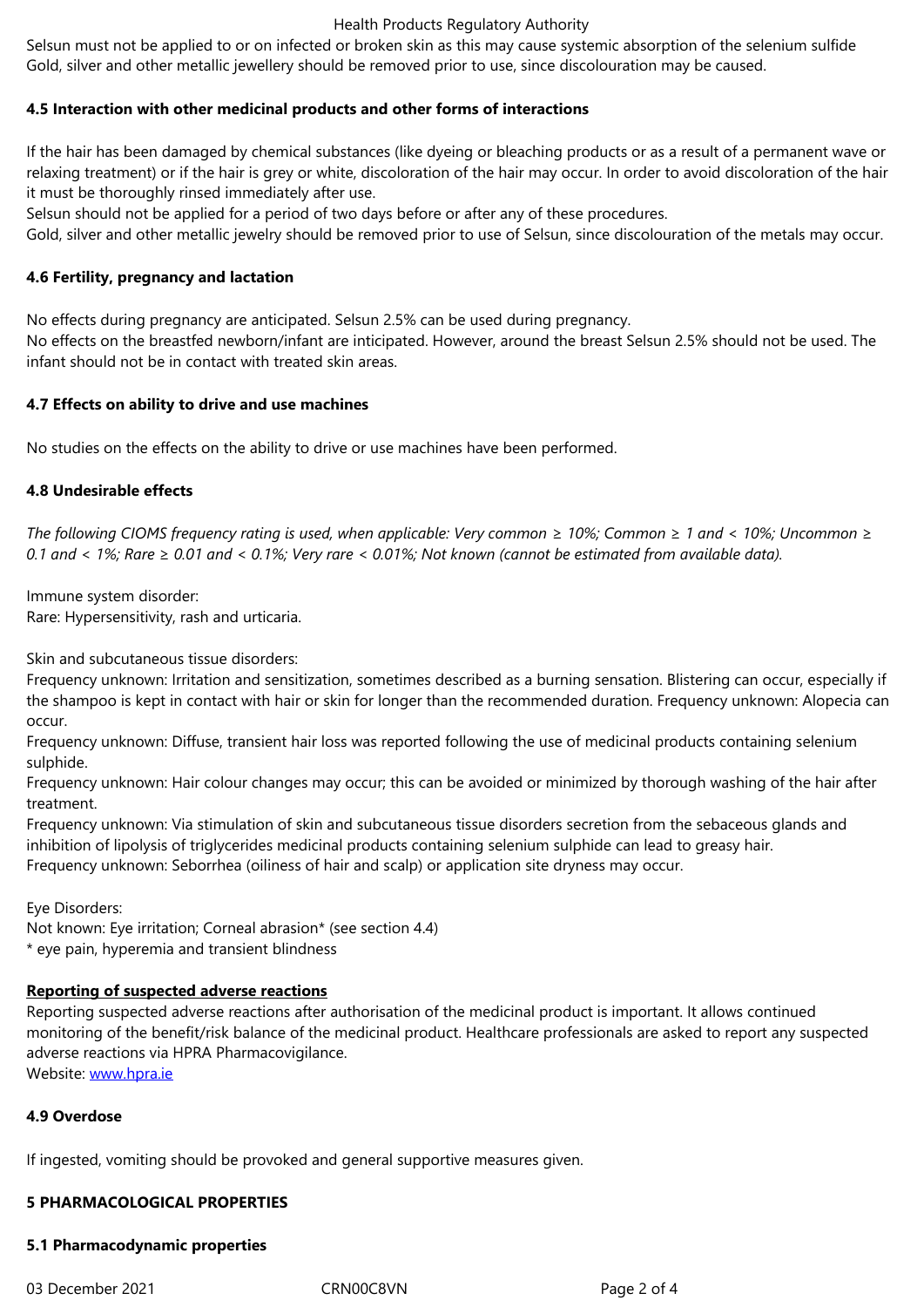Selsun must not be applied to or on infected or broken skin as this may cause systemic absorption of the selenium sulfide
Gold, silver and other metallic jewellery should be removed prior to use, since discolouration may be caused.

**4.5 Interaction with other medicinal products and other forms of interactions**

If the hair has been damaged by chemical substances (like dyeing or bleaching products or as a result of a permanent wave or relaxing treatment) or if the hair is grey or white, discoloration of the hair may occur. In order to avoid discoloration of the hair it must be thoroughly rinsed immediately after use.
Selsun should not be applied for a period of two days before or after any of these procedures.
Gold, silver and other metallic jewelry should be removed prior to use of Selsun, since discolouration of the metals may occur.

**4.6 Fertility, pregnancy and lactation**

No effects during pregnancy are anticipated. Selsun 2.5% can be used during pregnancy.
No effects on the breastfed newborn/infant are inticipated. However, around the breast Selsun 2.5% should not be used. The infant should not be in contact with treated skin areas.

**4.7 Effects on ability to drive and use machines**

No studies on the effects on the ability to drive or use machines have been performed.

**4.8 Undesirable effects**

*The following CIOMS frequency rating is used, when applicable: Very common ≥ 10%; Common ≥ 1 and < 10%; Uncommon ≥ 0.1 and < 1%; Rare ≥ 0.01 and < 0.1%; Very rare < 0.01%; Not known (cannot be estimated from available data).*

Immune system disorder:
Rare: Hypersensitivity, rash and urticaria.

Skin and subcutaneous tissue disorders:
Frequency unknown: Irritation and sensitization, sometimes described as a burning sensation. Blistering can occur, especially if the shampoo is kept in contact with hair or skin for longer than the recommended duration. Frequency unknown: Alopecia can occur.
Frequency unknown: Diffuse, transient hair loss was reported following the use of medicinal products containing selenium sulphide.
Frequency unknown: Hair colour changes may occur; this can be avoided or minimized by thorough washing of the hair after treatment.
Frequency unknown: Via stimulation of skin and subcutaneous tissue disorders secretion from the sebaceous glands and inhibition of lipolysis of triglycerides medicinal products containing selenium sulphide can lead to greasy hair.
Frequency unknown: Seborrhea (oiliness of hair and scalp) or application site dryness may occur.

Eye Disorders:
Not known: Eye irritation; Corneal abrasion* (see section 4.4)
* eye pain, hyperemia and transient blindness

**Reporting of suspected adverse reactions**
Reporting suspected adverse reactions after authorisation of the medicinal product is important. It allows continued monitoring of the benefit/risk balance of the medicinal product. Healthcare professionals are asked to report any suspected adverse reactions via HPRA Pharmacovigilance.
Website: www.hpra.ie

**4.9 Overdose**

If ingested, vomiting should be provoked and general supportive measures given.

**5 PHARMACOLOGICAL PROPERTIES**

**5.1 Pharmacodynamic properties**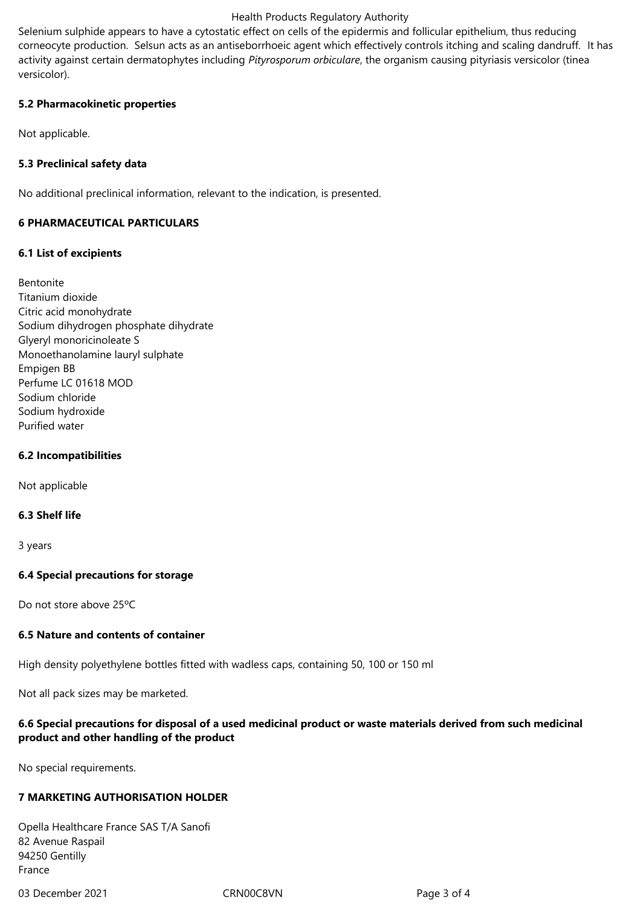Selenium sulphide appears to have a cytostatic effect on cells of the epidermis and follicular epithelium, thus reducing corneocyte production. Selsun acts as an antiseborrhoeic agent which effectively controls itching and scaling dandruff. It has activity against certain dermatophytes including *Pityrosporum orbiculare*, the organism causing pityriasis versicolor (tinea versicolor).

### 5.2 Pharmacokinetic properties

Not applicable.

### 5.3 Preclinical safety data

No additional preclinical information, relevant to the indication, is presented.

## 6 PHARMACEUTICAL PARTICULARS

### 6.1 List of excipients

Bentonite
Titanium dioxide
Citric acid monohydrate
Sodium dihydrogen phosphate dihydrate
Glyeryl monoricinoleate S
Monoethanolamine lauryl sulphate
Empigen BB
Perfume LC 01618 MOD
Sodium chloride
Sodium hydroxide
Purified water

### 6.2 Incompatibilities

Not applicable

### 6.3 Shelf life

3 years

### 6.4 Special precautions for storage

Do not store above 25ºC

### 6.5 Nature and contents of container

High density polyethylene bottles fitted with wadless caps, containing 50, 100 or 150 ml

Not all pack sizes may be marketed.

### 6.6 Special precautions for disposal of a used medicinal product or waste materials derived from such medicinal product and other handling of the product

No special requirements.

## 7 MARKETING AUTHORISATION HOLDER

Opella Healthcare France SAS T/A Sanofi
82 Avenue Raspail
94250 Gentilly
France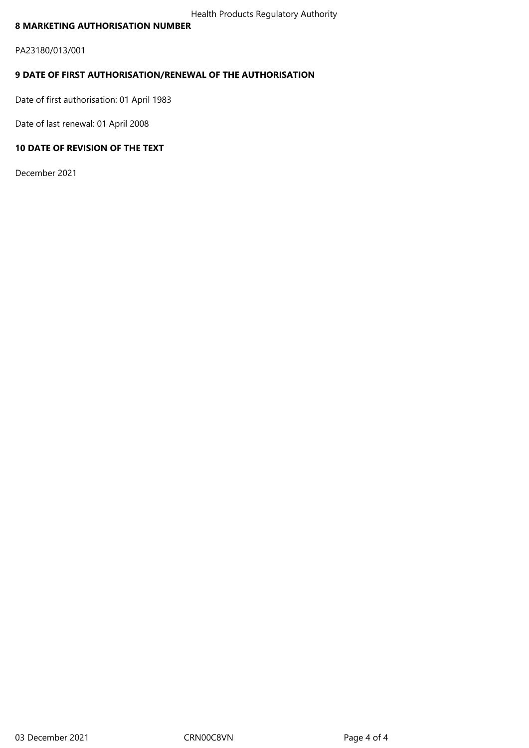## 8 MARKETING AUTHORISATION NUMBER

PA23180/013/001

## 9 DATE OF FIRST AUTHORISATION/RENEWAL OF THE AUTHORISATION

Date of first authorisation: 01 April 1983

Date of last renewal: 01 April 2008

## 10 DATE OF REVISION OF THE TEXT

December 2021